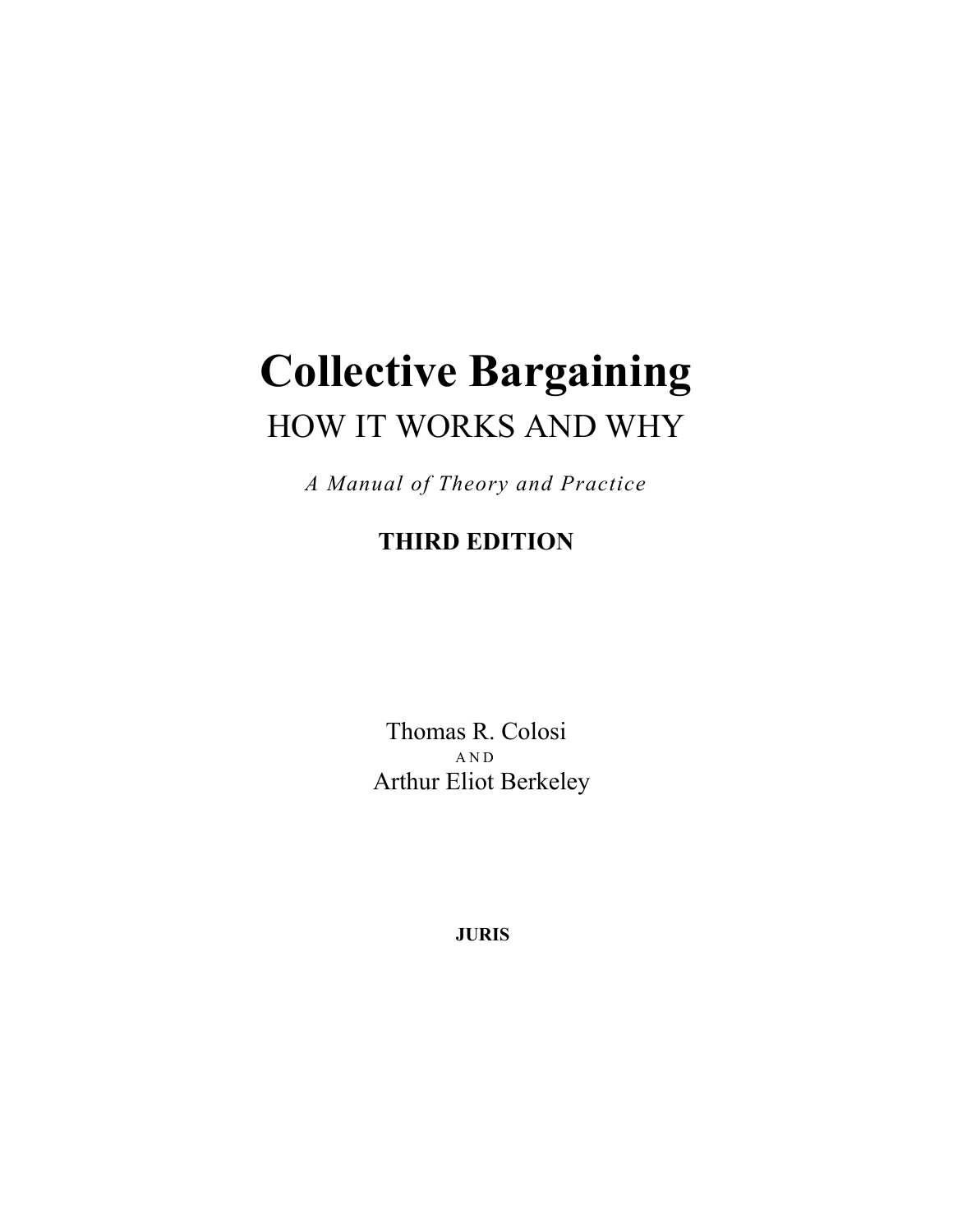# Collective Bargaining

## HOW IT WORKS AND WHY

*A Manual of Theory and Practice*

**THIRD EDITION**

Thomas R. Colosi

AND

Arthur Eliot Berkeley

**JURIS**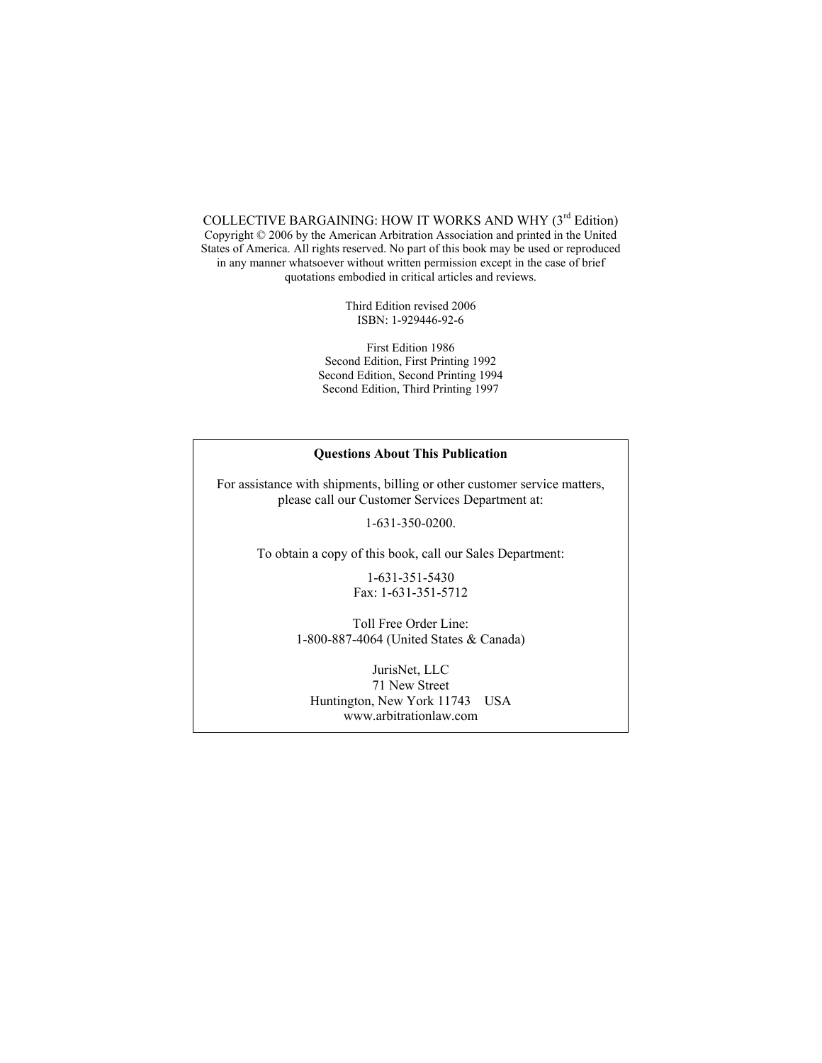COLLECTIVE BARGAINING: HOW IT WORKS AND WHY (3rd Edition)
Copyright © 2006 by the American Arbitration Association and printed in the United States of America. All rights reserved. No part of this book may be used or reproduced in any manner whatsoever without written permission except in the case of brief quotations embodied in critical articles and reviews.

Third Edition revised 2006
ISBN: 1-929446-92-6

First Edition 1986
Second Edition, First Printing 1992
Second Edition, Second Printing 1994
Second Edition, Third Printing 1997

**Questions About This Publication**

For assistance with shipments, billing or other customer service matters, please call our Customer Services Department at:

1-631-350-0200.

To obtain a copy of this book, call our Sales Department:

1-631-351-5430
Fax: 1-631-351-5712

Toll Free Order Line:
1-800-887-4064 (United States & Canada)

JurisNet, LLC
71 New Street
Huntington, New York 11743 USA
www.arbitrationlaw.com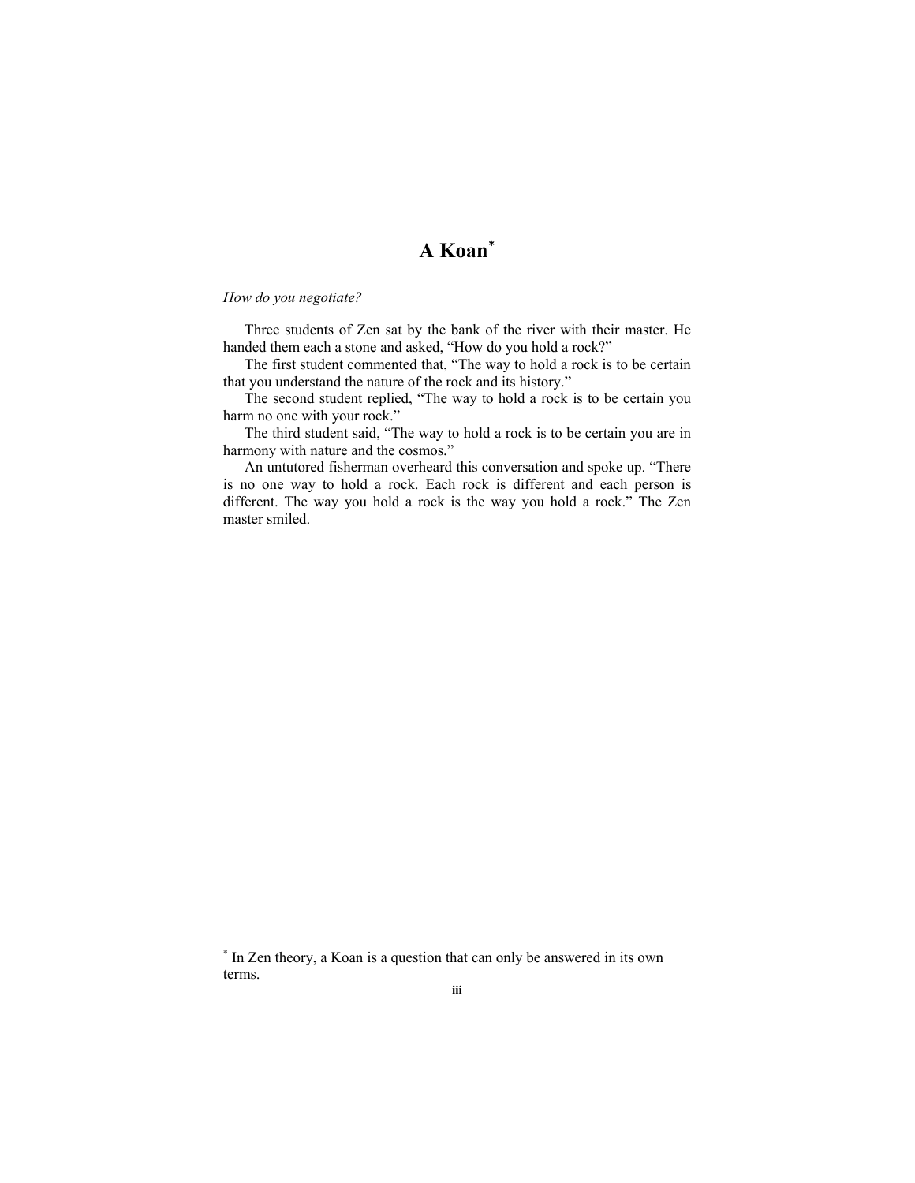# A Koan[*]

*How do you negotiate?*

Three students of Zen sat by the bank of the river with their master. He handed them each a stone and asked, “How do you hold a rock?”

The first student commented that, “The way to hold a rock is to be certain that you understand the nature of the rock and its history.”

The second student replied, “The way to hold a rock is to be certain you harm no one with your rock.”

The third student said, “The way to hold a rock is to be certain you are in harmony with nature and the cosmos.”

An untutored fisherman overheard this conversation and spoke up. “There is no one way to hold a rock. Each rock is different and each person is different. The way you hold a rock is the way you hold a rock.” The Zen master smiled.

---

[*] In Zen theory, a Koan is a question that can only be answered in its own terms.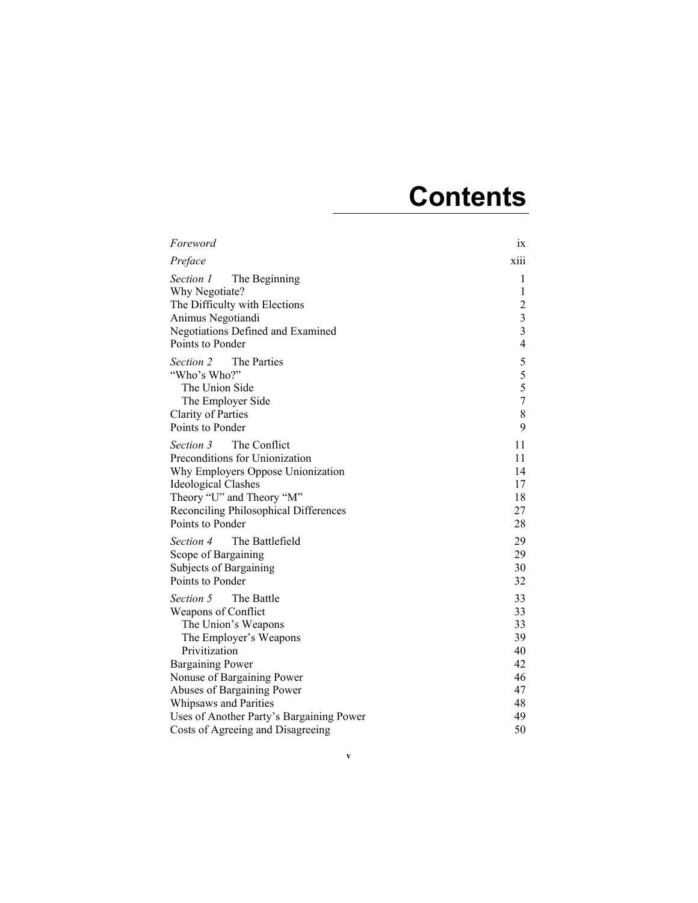# Contents

| | |
|---|---|
| *Foreword* | ix |
| *Preface* | xiii |
| *Section 1* The Beginning | 1 |
| Why Negotiate? | 1 |
| The Difficulty with Elections | 2 |
| Animus Negotiandi | 3 |
| Negotiations Defined and Examined | 3 |
| Points to Ponder | 4 |
| *Section 2* The Parties | 5 |
| "Who's Who?" | 5 |
| The Union Side | 5 |
| The Employer Side | 7 |
| Clarity of Parties | 8 |
| Points to Ponder | 9 |
| *Section 3* The Conflict | 11 |
| Preconditions for Unionization | 11 |
| Why Employers Oppose Unionization | 14 |
| Ideological Clashes | 17 |
| Theory "U" and Theory "M" | 18 |
| Reconciling Philosophical Differences | 27 |
| Points to Ponder | 28 |
| *Section 4* The Battlefield | 29 |
| Scope of Bargaining | 29 |
| Subjects of Bargaining | 30 |
| Points to Ponder | 32 |
| *Section 5* The Battle | 33 |
| Weapons of Conflict | 33 |
| The Union's Weapons | 33 |
| The Employer's Weapons | 39 |
| Privitization | 40 |
| Bargaining Power | 42 |
| Nonuse of Bargaining Power | 46 |
| Abuses of Bargaining Power | 47 |
| Whipsaws and Parities | 48 |
| Uses of Another Party's Bargaining Power | 49 |
| Costs of Agreeing and Disagreeing | 50 |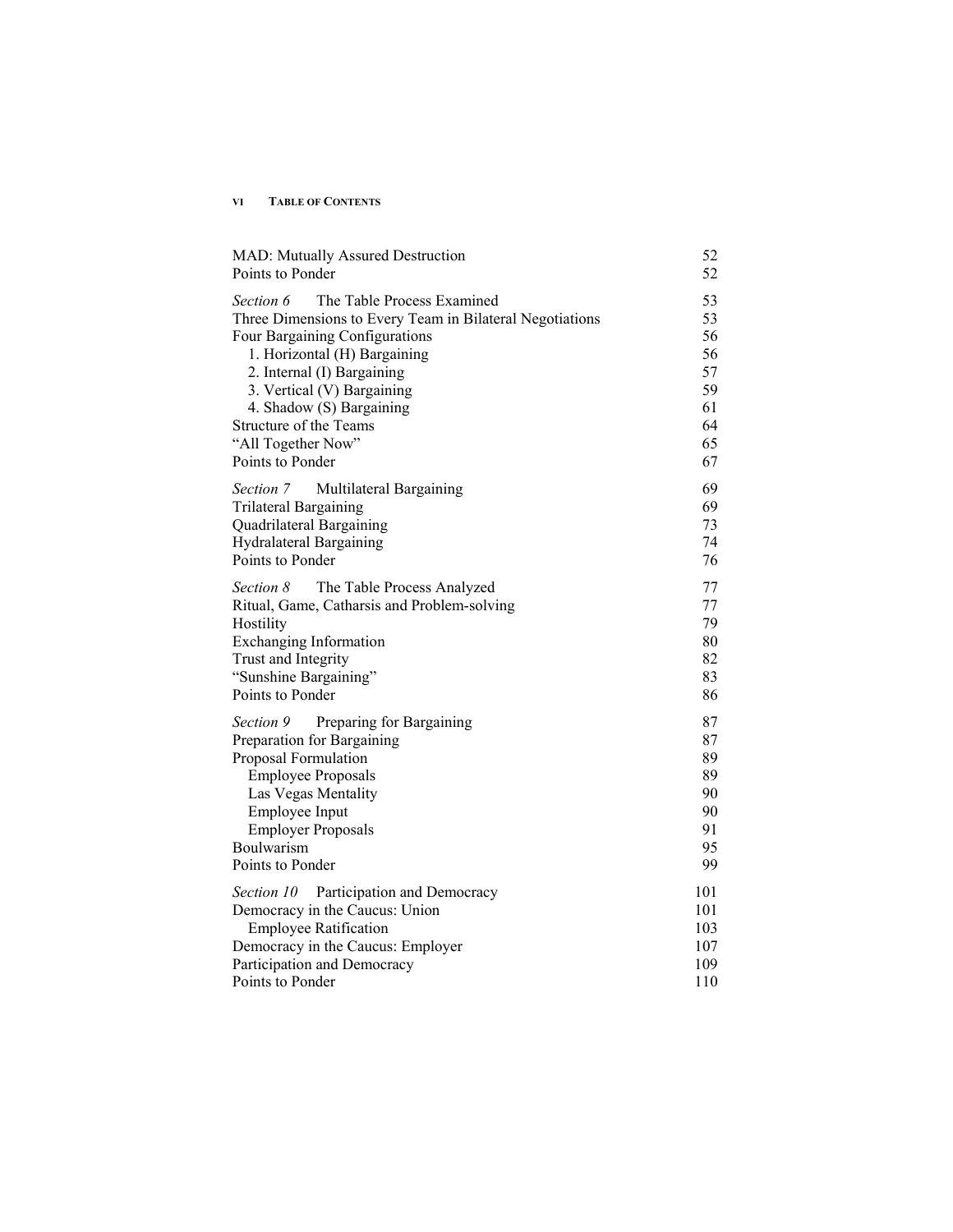| | |
|---|---|
| MAD: Mutually Assured Destruction | 52 |
| Points to Ponder | 52 |
| *Section 6* The Table Process Examined | 53 |
| Three Dimensions to Every Team in Bilateral Negotiations | 53 |
| Four Bargaining Configurations | 56 |
| 1. Horizontal (H) Bargaining | 56 |
| 2. Internal (I) Bargaining | 57 |
| 3. Vertical (V) Bargaining | 59 |
| 4. Shadow (S) Bargaining | 61 |
| Structure of the Teams | 64 |
| "All Together Now" | 65 |
| Points to Ponder | 67 |
| *Section 7* Multilateral Bargaining | 69 |
| Trilateral Bargaining | 69 |
| Quadrilateral Bargaining | 73 |
| Hydralateral Bargaining | 74 |
| Points to Ponder | 76 |
| *Section 8* The Table Process Analyzed | 77 |
| Ritual, Game, Catharsis and Problem-solving | 77 |
| Hostility | 79 |
| Exchanging Information | 80 |
| Trust and Integrity | 82 |
| "Sunshine Bargaining" | 83 |
| Points to Ponder | 86 |
| *Section 9* Preparing for Bargaining | 87 |
| Preparation for Bargaining | 87 |
| Proposal Formulation | 89 |
| Employee Proposals | 89 |
| Las Vegas Mentality | 90 |
| Employee Input | 90 |
| Employer Proposals | 91 |
| Boulwarism | 95 |
| Points to Ponder | 99 |
| *Section 10* Participation and Democracy | 101 |
| Democracy in the Caucus: Union | 101 |
| Employee Ratification | 103 |
| Democracy in the Caucus: Employer | 107 |
| Participation and Democracy | 109 |
| Points to Ponder | 110 |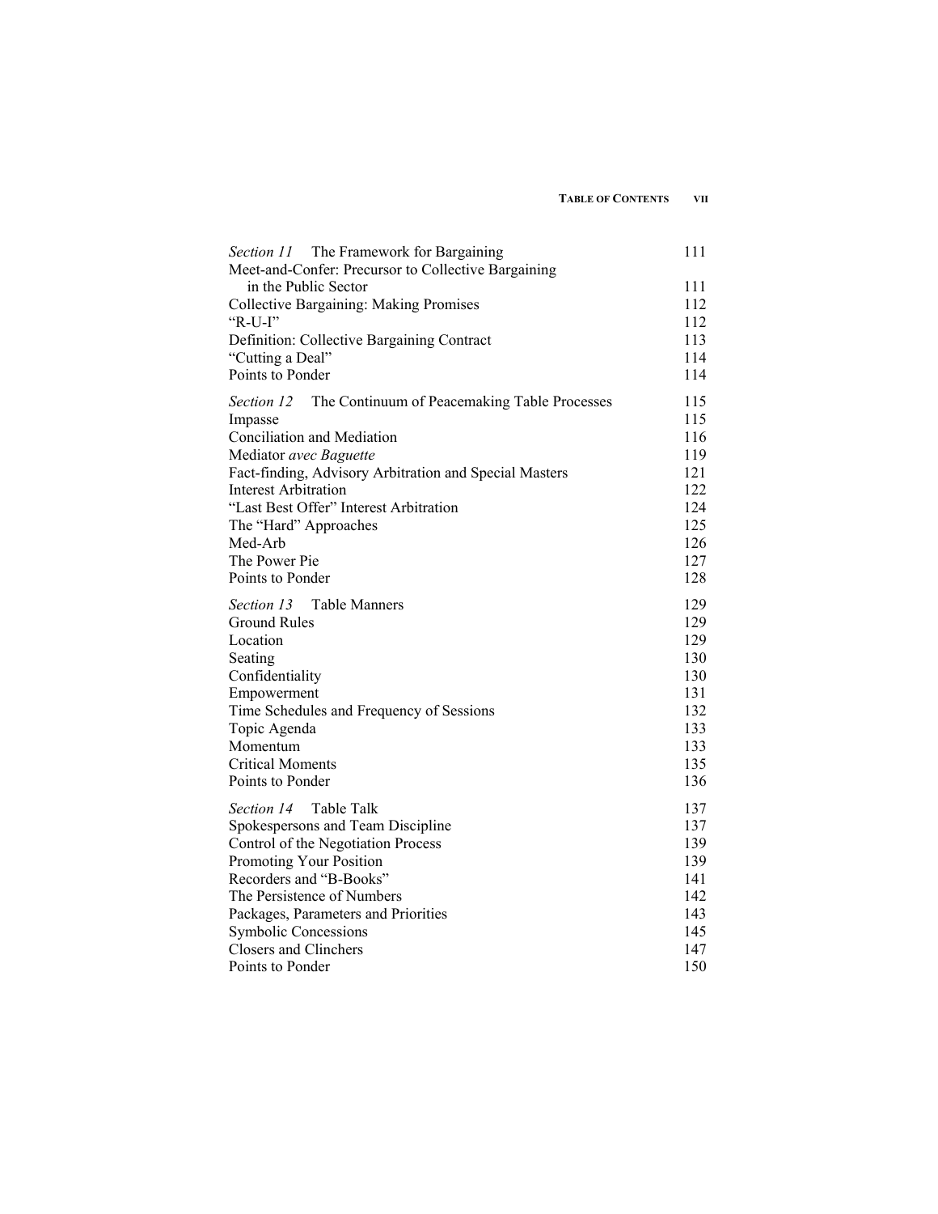| | |
|---|---|
| *Section 11* The Framework for Bargaining | 111 |
| Meet-and-Confer: Precursor to Collective Bargaining in the Public Sector | 111 |
| Collective Bargaining: Making Promises | 112 |
| "R-U-I" | 112 |
| Definition: Collective Bargaining Contract | 113 |
| "Cutting a Deal" | 114 |
| Points to Ponder | 114 |
| *Section 12* The Continuum of Peacemaking Table Processes | 115 |
| Impasse | 115 |
| Conciliation and Mediation | 116 |
| Mediator *avec Baguette* | 119 |
| Fact-finding, Advisory Arbitration and Special Masters | 121 |
| Interest Arbitration | 122 |
| "Last Best Offer" Interest Arbitration | 124 |
| The "Hard" Approaches | 125 |
| Med-Arb | 126 |
| The Power Pie | 127 |
| Points to Ponder | 128 |
| *Section 13* Table Manners | 129 |
| Ground Rules | 129 |
| Location | 129 |
| Seating | 130 |
| Confidentiality | 130 |
| Empowerment | 131 |
| Time Schedules and Frequency of Sessions | 132 |
| Topic Agenda | 133 |
| Momentum | 133 |
| Critical Moments | 135 |
| Points to Ponder | 136 |
| *Section 14* Table Talk | 137 |
| Spokespersons and Team Discipline | 137 |
| Control of the Negotiation Process | 139 |
| Promoting Your Position | 139 |
| Recorders and "B-Books" | 141 |
| The Persistence of Numbers | 142 |
| Packages, Parameters and Priorities | 143 |
| Symbolic Concessions | 145 |
| Closers and Clinchers | 147 |
| Points to Ponder | 150 |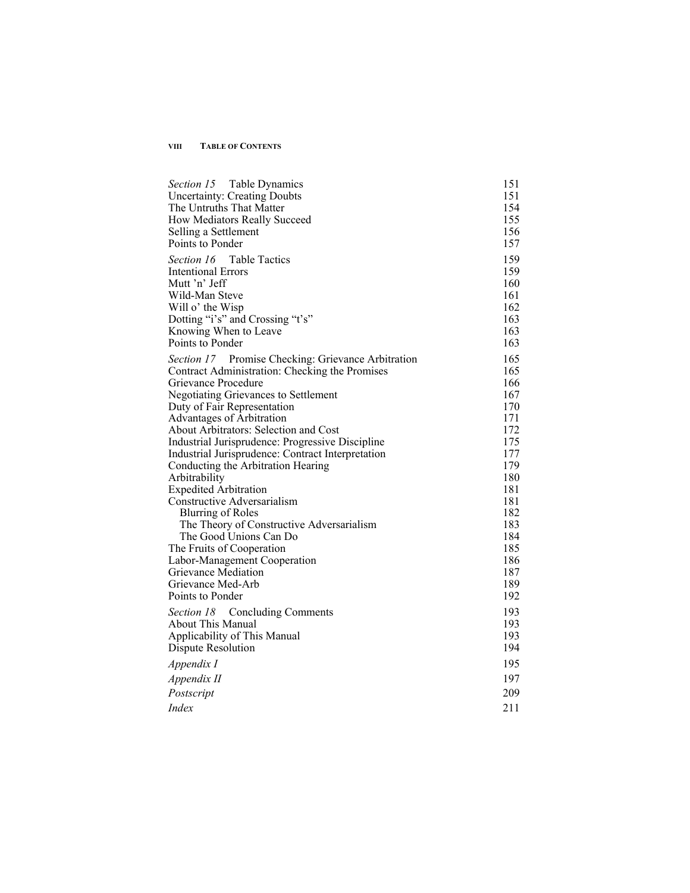| | |
|---|---|
| *Section 15* Table Dynamics | 151 |
| Uncertainty: Creating Doubts | 151 |
| The Untruths That Matter | 154 |
| How Mediators Really Succeed | 155 |
| Selling a Settlement | 156 |
| Points to Ponder | 157 |
| *Section 16* Table Tactics | 159 |
| Intentional Errors | 159 |
| Mutt 'n' Jeff | 160 |
| Wild-Man Steve | 161 |
| Will o' the Wisp | 162 |
| Dotting "i's" and Crossing "t's" | 163 |
| Knowing When to Leave | 163 |
| Points to Ponder | 163 |
| *Section 17* Promise Checking: Grievance Arbitration | 165 |
| Contract Administration: Checking the Promises | 165 |
| Grievance Procedure | 166 |
| Negotiating Grievances to Settlement | 167 |
| Duty of Fair Representation | 170 |
| Advantages of Arbitration | 171 |
| About Arbitrators: Selection and Cost | 172 |
| Industrial Jurisprudence: Progressive Discipline | 175 |
| Industrial Jurisprudence: Contract Interpretation | 177 |
| Conducting the Arbitration Hearing | 179 |
| Arbitrability | 180 |
| Expedited Arbitration | 181 |
| Constructive Adversarialism | 181 |
| Blurring of Roles | 182 |
| The Theory of Constructive Adversarialism | 183 |
| The Good Unions Can Do | 184 |
| The Fruits of Cooperation | 185 |
| Labor-Management Cooperation | 186 |
| Grievance Mediation | 187 |
| Grievance Med-Arb | 189 |
| Points to Ponder | 192 |
| *Section 18* Concluding Comments | 193 |
| About This Manual | 193 |
| Applicability of This Manual | 193 |
| Dispute Resolution | 194 |
| *Appendix I* | 195 |
| *Appendix II* | 197 |
| *Postscript* | 209 |
| *Index* | 211 |